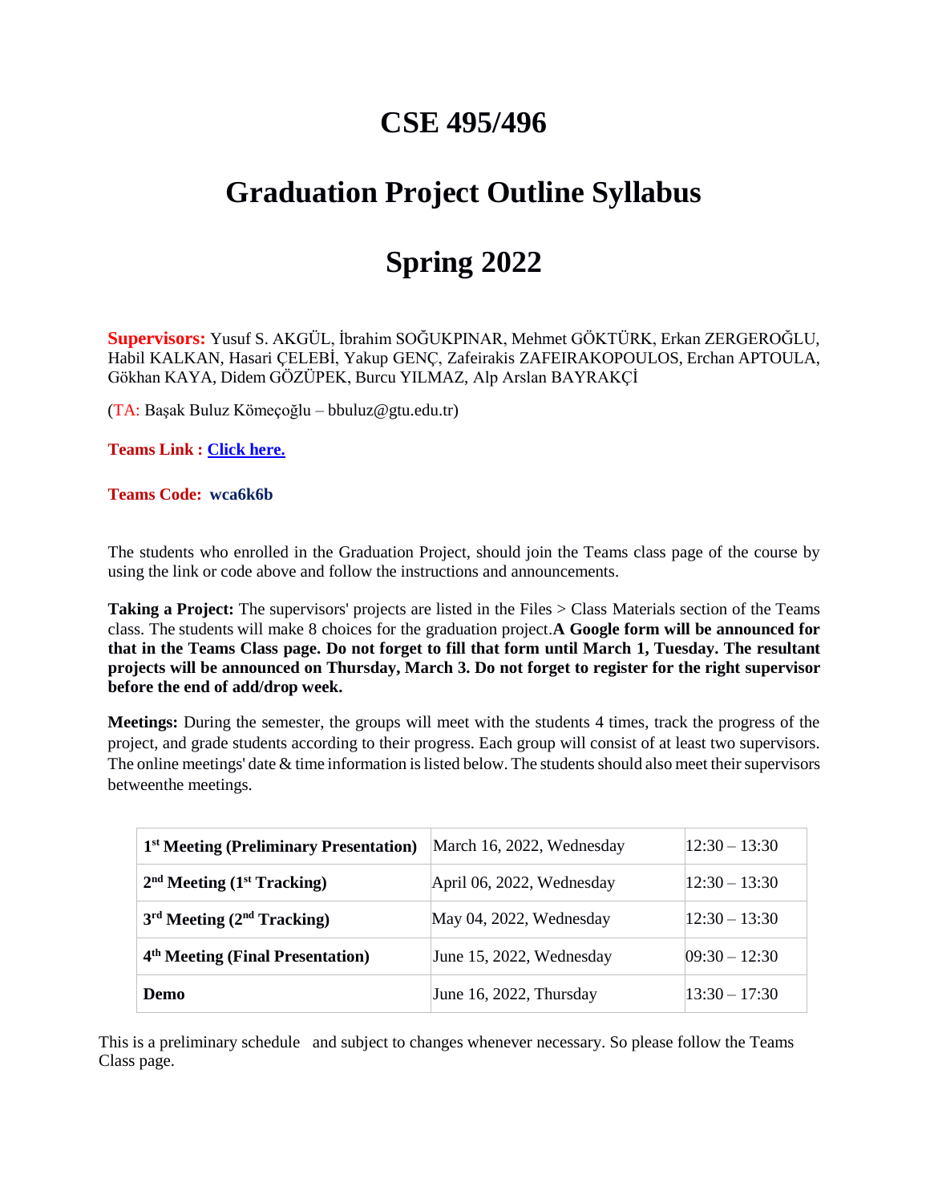# CSE 495/496

# Graduation Project Outline Syllabus

# Spring 2022

**Supervisors:** Yusuf S. AKGÜL, İbrahim SOĞUKPINAR, Mehmet GÖKTÜRK, Erkan ZERGEROĞLU, Habil KALKAN, Hasari ÇELEBİ, Yakup GENÇ, Zafeirakis ZAFEIRAKOPOULOS, Erchan APTOULA, Gökhan KAYA, Didem GÖZÜPEK, Burcu YILMAZ, Alp Arslan BAYRAKÇİ

(TA: Başak Buluz Kömeçoğlu – bbuluz@gtu.edu.tr)

**Teams Link : Click here.**

**Teams Code: wca6k6b**

The students who enrolled in the Graduation Project, should join the Teams class page of the course by using the link or code above and follow the instructions and announcements.

**Taking a Project:** The supervisors' projects are listed in the Files > Class Materials section of the Teams class. The students will make 8 choices for the graduation project.**A Google form will be announced for that in the Teams Class page. Do not forget to fill that form until March 1, Tuesday. The resultant projects will be announced on Thursday, March 3. Do not forget to register for the right supervisor before the end of add/drop week.**

**Meetings:** During the semester, the groups will meet with the students 4 times, track the progress of the project, and grade students according to their progress. Each group will consist of at least two supervisors. The online meetings' date & time information is listed below. The students should also meet their supervisors betweenthe meetings.

| | | |
|---|---|---|
| **1st Meeting (Preliminary Presentation)** | March 16, 2022, Wednesday | 12:30 – 13:30 |
| **2nd Meeting (1st Tracking)** | April 06, 2022, Wednesday | 12:30 – 13:30 |
| **3rd Meeting (2nd Tracking)** | May 04, 2022, Wednesday | 12:30 – 13:30 |
| **4th Meeting (Final Presentation)** | June 15, 2022, Wednesday | 09:30 – 12:30 |
| **Demo** | June 16, 2022, Thursday | 13:30 – 17:30 |

This is a preliminary schedule and subject to changes whenever necessary. So please follow the Teams Class page.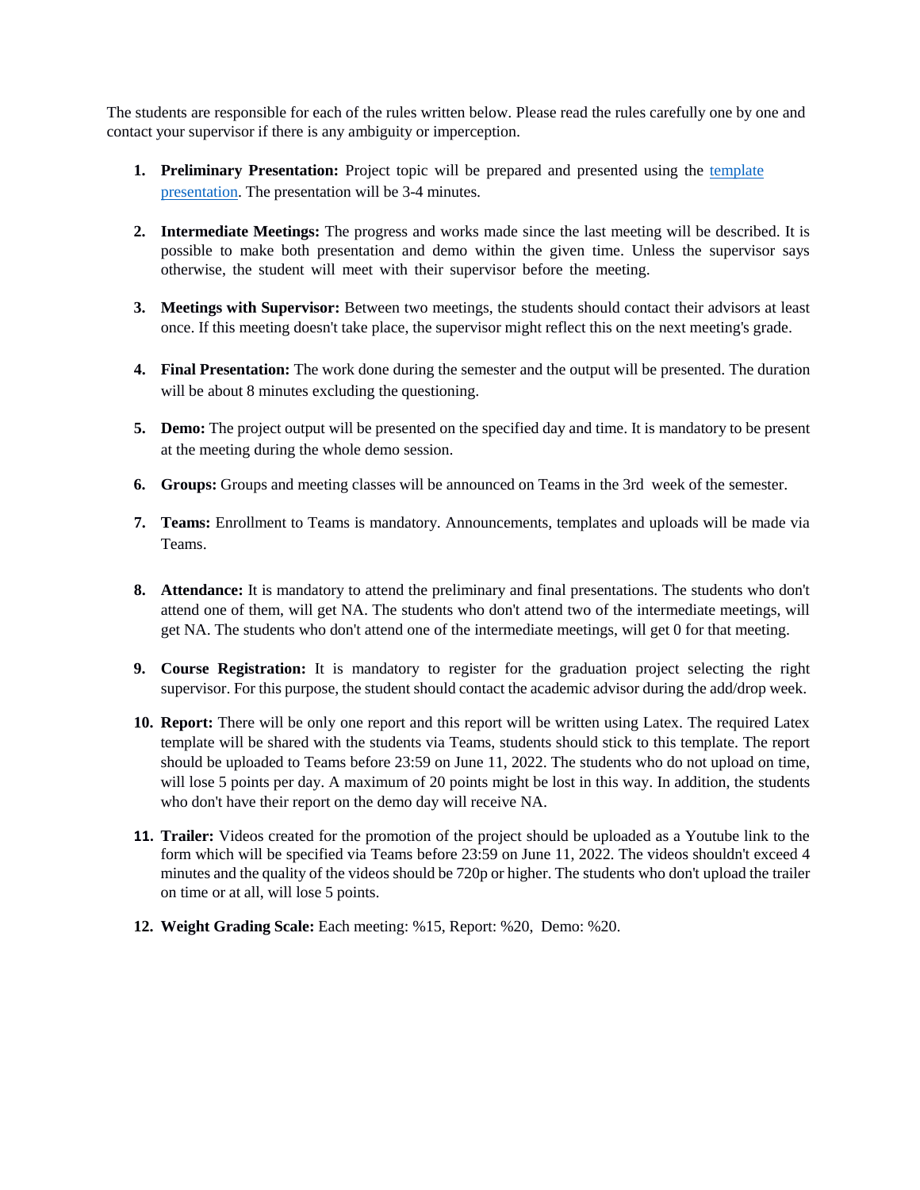The students are responsible for each of the rules written below. Please read the rules carefully one by one and contact your supervisor if there is any ambiguity or imperception.

1. **Preliminary Presentation:** Project topic will be prepared and presented using the template presentation. The presentation will be 3-4 minutes.

2. **Intermediate Meetings:** The progress and works made since the last meeting will be described. It is possible to make both presentation and demo within the given time. Unless the supervisor says otherwise, the student will meet with their supervisor before the meeting.

3. **Meetings with Supervisor:** Between two meetings, the students should contact their advisors at least once. If this meeting doesn't take place, the supervisor might reflect this on the next meeting's grade.

4. **Final Presentation:** The work done during the semester and the output will be presented. The duration will be about 8 minutes excluding the questioning.

5. **Demo:** The project output will be presented on the specified day and time. It is mandatory to be present at the meeting during the whole demo session.

6. **Groups:** Groups and meeting classes will be announced on Teams in the 3rd week of the semester.

7. **Teams:** Enrollment to Teams is mandatory. Announcements, templates and uploads will be made via Teams.

8. **Attendance:** It is mandatory to attend the preliminary and final presentations. The students who don't attend one of them, will get NA. The students who don't attend two of the intermediate meetings, will get NA. The students who don't attend one of the intermediate meetings, will get 0 for that meeting.

9. **Course Registration:** It is mandatory to register for the graduation project selecting the right supervisor. For this purpose, the student should contact the academic advisor during the add/drop week.

10. **Report:** There will be only one report and this report will be written using Latex. The required Latex template will be shared with the students via Teams, students should stick to this template. The report should be uploaded to Teams before 23:59 on June 11, 2022. The students who do not upload on time, will lose 5 points per day. A maximum of 20 points might be lost in this way. In addition, the students who don't have their report on the demo day will receive NA.

11. **Trailer:** Videos created for the promotion of the project should be uploaded as a Youtube link to the form which will be specified via Teams before 23:59 on June 11, 2022. The videos shouldn't exceed 4 minutes and the quality of the videos should be 720p or higher. The students who don't upload the trailer on time or at all, will lose 5 points.

12. **Weight Grading Scale:** Each meeting: %15, Report: %20, Demo: %20.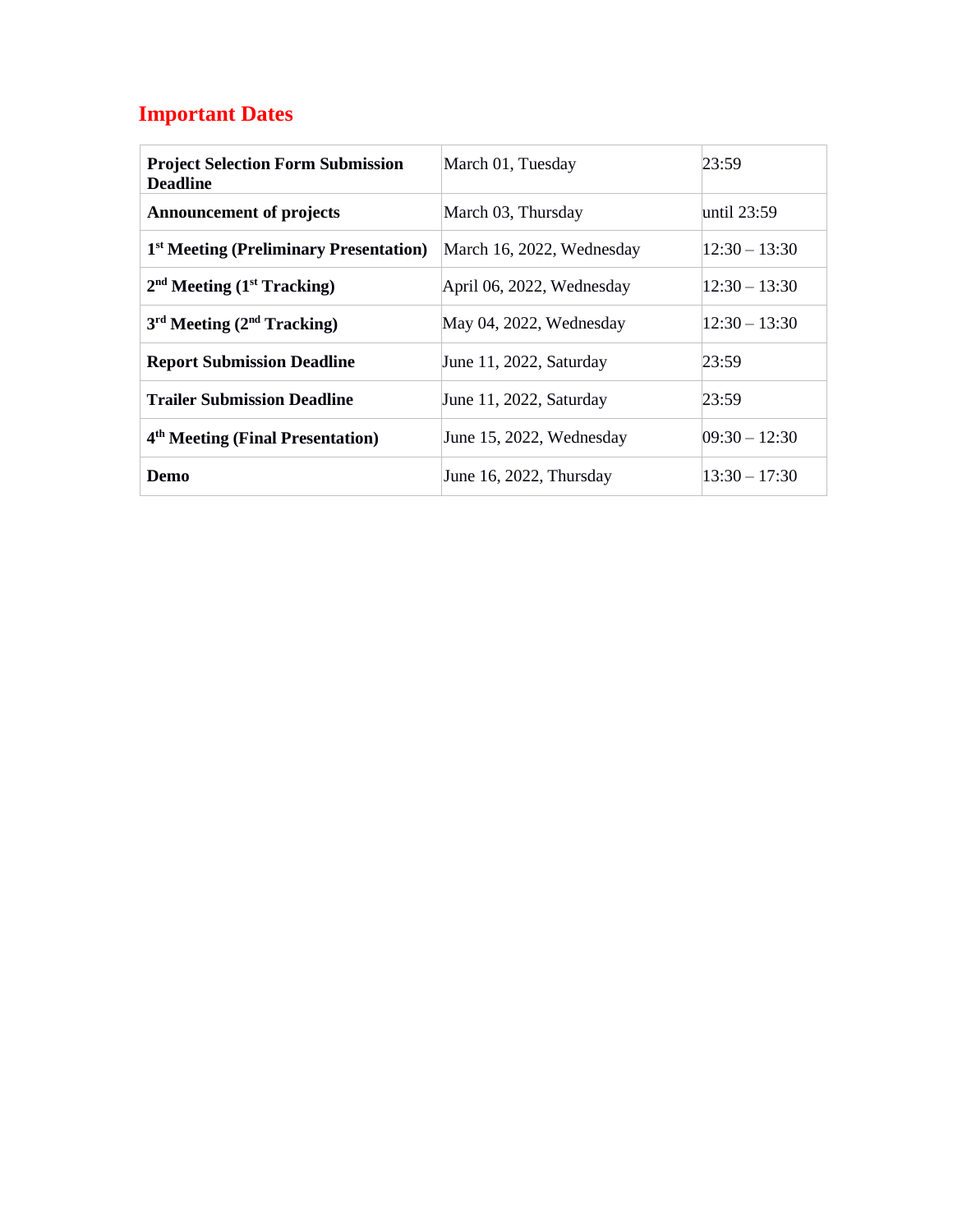## Important Dates

| | | |
|---|---|---|
| **Project Selection Form Submission Deadline** | March 01, Tuesday | 23:59 |
| **Announcement of projects** | March 03, Thursday | until 23:59 |
| **1st Meeting (Preliminary Presentation)** | March 16, 2022, Wednesday | 12:30 – 13:30 |
| **2nd Meeting (1st Tracking)** | April 06, 2022, Wednesday | 12:30 – 13:30 |
| **3rd Meeting (2nd Tracking)** | May 04, 2022, Wednesday | 12:30 – 13:30 |
| **Report Submission Deadline** | June 11, 2022, Saturday | 23:59 |
| **Trailer Submission Deadline** | June 11, 2022, Saturday | 23:59 |
| **4th Meeting (Final Presentation)** | June 15, 2022, Wednesday | 09:30 – 12:30 |
| **Demo** | June 16, 2022, Thursday | 13:30 – 17:30 |